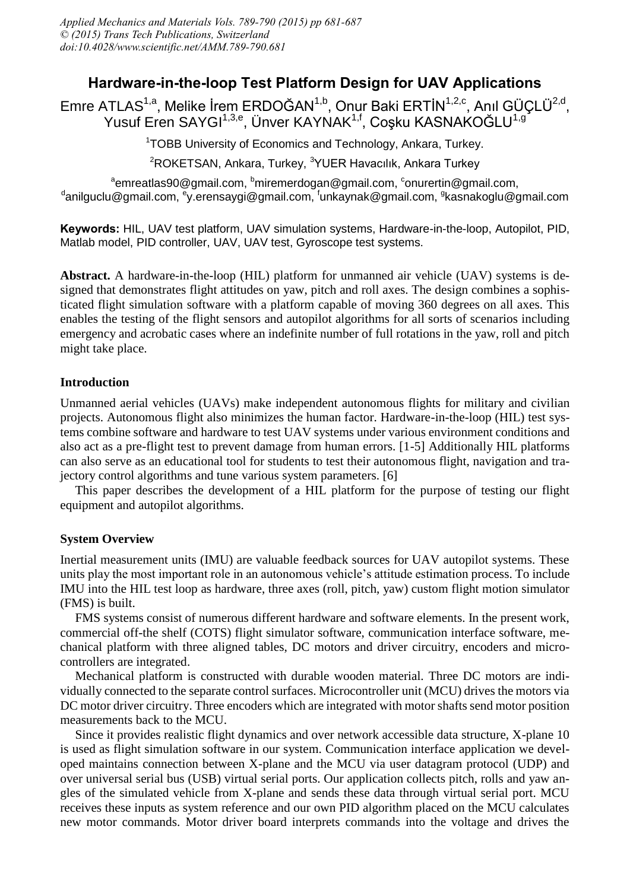# Hardware-in-the-loop Test Platform Design for UAV Applications

Emre ATLAS[1,a], Melike İrem ERDOĞAN[1,b], Onur Baki ERTİN[1,2,c], Anıl GÜÇLÜ[2,d], Yusuf Eren SAYGI[1,3,e], Ünver KAYNAK[1,f], Coşku KASNAKOĞLU[1,g]

[1]TOBB University of Economics and Technology, Ankara, Turkey.

[2]ROKETSAN, Ankara, Turkey, [3]YUER Havacılık, Ankara Turkey

[a]emreatlas90@gmail.com, [b]miremerdogan@gmail.com, [c]onurertin@gmail.com, [d]anilguclu@gmail.com, [e]y.erensaygi@gmail.com, [f]unkaynak@gmail.com, [g]kasnakoglu@gmail.com

**Keywords:** HIL, UAV test platform, UAV simulation systems, Hardware-in-the-loop, Autopilot, PID, Matlab model, PID controller, UAV, UAV test, Gyroscope test systems.

**Abstract.** A hardware-in-the-loop (HIL) platform for unmanned air vehicle (UAV) systems is designed that demonstrates flight attitudes on yaw, pitch and roll axes. The design combines a sophisticated flight simulation software with a platform capable of moving 360 degrees on all axes. This enables the testing of the flight sensors and autopilot algorithms for all sorts of scenarios including emergency and acrobatic cases where an indefinite number of full rotations in the yaw, roll and pitch might take place.

## Introduction

Unmanned aerial vehicles (UAVs) make independent autonomous flights for military and civilian projects. Autonomous flight also minimizes the human factor. Hardware-in-the-loop (HIL) test systems combine software and hardware to test UAV systems under various environment conditions and also act as a pre-flight test to prevent damage from human errors. [1-5] Additionally HIL platforms can also serve as an educational tool for students to test their autonomous flight, navigation and trajectory control algorithms and tune various system parameters. [6]

This paper describes the development of a HIL platform for the purpose of testing our flight equipment and autopilot algorithms.

## System Overview

Inertial measurement units (IMU) are valuable feedback sources for UAV autopilot systems. These units play the most important role in an autonomous vehicle's attitude estimation process. To include IMU into the HIL test loop as hardware, three axes (roll, pitch, yaw) custom flight motion simulator (FMS) is built.

FMS systems consist of numerous different hardware and software elements. In the present work, commercial off-the shelf (COTS) flight simulator software, communication interface software, mechanical platform with three aligned tables, DC motors and driver circuitry, encoders and microcontrollers are integrated.

Mechanical platform is constructed with durable wooden material. Three DC motors are individually connected to the separate control surfaces. Microcontroller unit (MCU) drives the motors via DC motor driver circuitry. Three encoders which are integrated with motor shafts send motor position measurements back to the MCU.

Since it provides realistic flight dynamics and over network accessible data structure, X-plane 10 is used as flight simulation software in our system. Communication interface application we developed maintains connection between X-plane and the MCU via user datagram protocol (UDP) and over universal serial bus (USB) virtual serial ports. Our application collects pitch, rolls and yaw angles of the simulated vehicle from X-plane and sends these data through virtual serial port. MCU receives these inputs as system reference and our own PID algorithm placed on the MCU calculates new motor commands. Motor driver board interprets commands into the voltage and drives the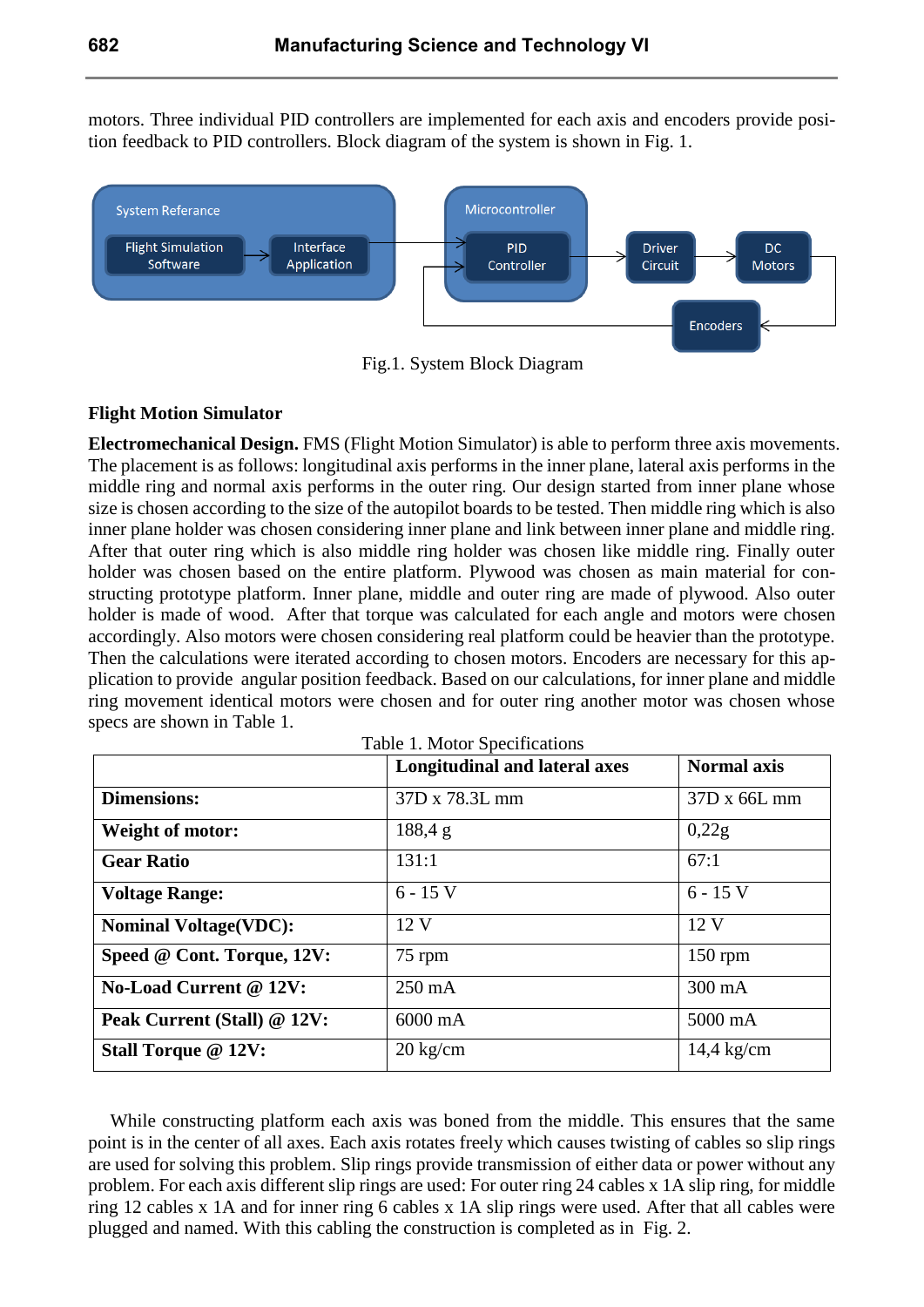motors. Three individual PID controllers are implemented for each axis and encoders provide position feedback to PID controllers. Block diagram of the system is shown in Fig. 1.

Fig.1. System Block Diagram

### Flight Motion Simulator

**Electromechanical Design.** FMS (Flight Motion Simulator) is able to perform three axis movements. The placement is as follows: longitudinal axis performs in the inner plane, lateral axis performs in the middle ring and normal axis performs in the outer ring. Our design started from inner plane whose size is chosen according to the size of the autopilot boards to be tested. Then middle ring which is also inner plane holder was chosen considering inner plane and link between inner plane and middle ring. After that outer ring which is also middle ring holder was chosen like middle ring. Finally outer holder was chosen based on the entire platform. Plywood was chosen as main material for constructing prototype platform. Inner plane, middle and outer ring are made of plywood. Also outer holder is made of wood. After that torque was calculated for each angle and motors were chosen accordingly. Also motors were chosen considering real platform could be heavier than the prototype. Then the calculations were iterated according to chosen motors. Encoders are necessary for this application to provide angular position feedback. Based on our calculations, for inner plane and middle ring movement identical motors were chosen and for outer ring another motor was chosen whose specs are shown in Table 1.

Table 1. Motor Specifications

| | **Longitudinal and lateral axes** | **Normal axis** |
|---|---|---|
| **Dimensions:** | 37D x 78.3L mm | 37D x 66L mm |
| **Weight of motor:** | 188,4 g | 0,22g |
| **Gear Ratio** | 131:1 | 67:1 |
| **Voltage Range:** | 6 - 15 V | 6 - 15 V |
| **Nominal Voltage(VDC):** | 12 V | 12 V |
| **Speed @ Cont. Torque, 12V:** | 75 rpm | 150 rpm |
| **No-Load Current @ 12V:** | 250 mA | 300 mA |
| **Peak Current (Stall) @ 12V:** | 6000 mA | 5000 mA |
| **Stall Torque @ 12V:** | 20 kg/cm | 14,4 kg/cm |

While constructing platform each axis was boned from the middle. This ensures that the same point is in the center of all axes. Each axis rotates freely which causes twisting of cables so slip rings are used for solving this problem. Slip rings provide transmission of either data or power without any problem. For each axis different slip rings are used: For outer ring 24 cables x 1A slip ring, for middle ring 12 cables x 1A and for inner ring 6 cables x 1A slip rings were used. After that all cables were plugged and named. With this cabling the construction is completed as in Fig. 2.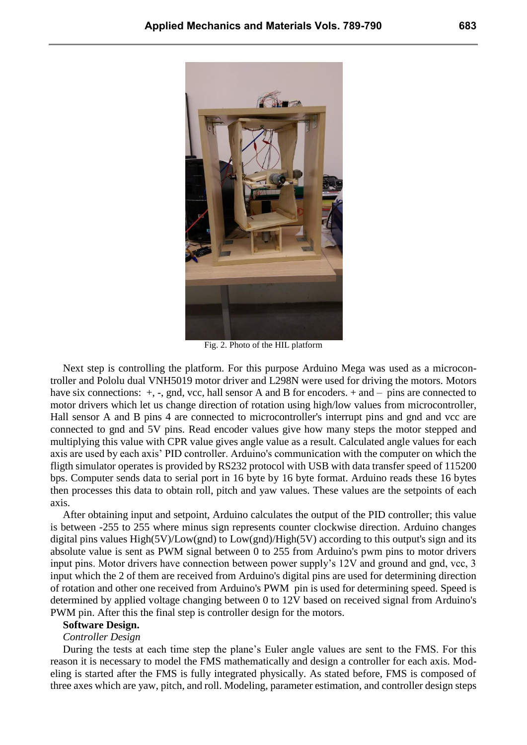Fig. 2. Photo of the HIL platform

Next step is controlling the platform. For this purpose Arduino Mega was used as a microcontroller and Pololu dual VNH5019 motor driver and L298N were used for driving the motors. Motors have six connections: +, -, gnd, vcc, hall sensor A and B for encoders. + and – pins are connected to motor drivers which let us change direction of rotation using high/low values from microcontroller, Hall sensor A and B pins 4 are connected to microcontroller's interrupt pins and gnd and vcc are connected to gnd and 5V pins. Read encoder values give how many steps the motor stepped and multiplying this value with CPR value gives angle value as a result. Calculated angle values for each axis are used by each axis' PID controller. Arduino's communication with the computer on which the fligth simulator operates is provided by RS232 protocol with USB with data transfer speed of 115200 bps. Computer sends data to serial port in 16 byte by 16 byte format. Arduino reads these 16 bytes then processes this data to obtain roll, pitch and yaw values. These values are the setpoints of each axis.

After obtaining input and setpoint, Arduino calculates the output of the PID controller; this value is between -255 to 255 where minus sign represents counter clockwise direction. Arduino changes digital pins values High(5V)/Low(gnd) to Low(gnd)/High(5V) according to this output's sign and its absolute value is sent as PWM signal between 0 to 255 from Arduino's pwm pins to motor drivers input pins. Motor drivers have connection between power supply's 12V and ground and gnd, vcc, 3 input which the 2 of them are received from Arduino's digital pins are used for determining direction of rotation and other one received from Arduino's PWM pin is used for determining speed. Speed is determined by applied voltage changing between 0 to 12V based on received signal from Arduino's PWM pin. After this the final step is controller design for the motors.

**Software Design.**

*Controller Design*

During the tests at each time step the plane's Euler angle values are sent to the FMS. For this reason it is necessary to model the FMS mathematically and design a controller for each axis. Modeling is started after the FMS is fully integrated physically. As stated before, FMS is composed of three axes which are yaw, pitch, and roll. Modeling, parameter estimation, and controller design steps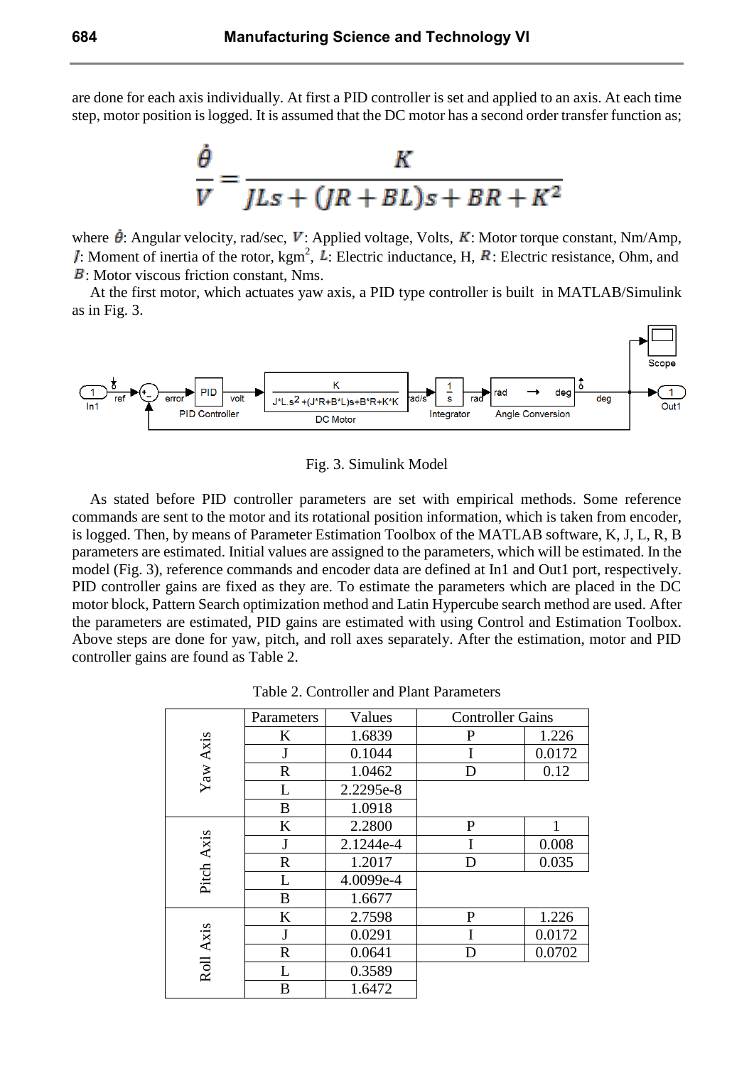are done for each axis individually. At first a PID controller is set and applied to an axis. At each time step, motor position is logged. It is assumed that the DC motor has a second order transfer function as;

$$\frac{\dot{\theta}}{V} = \frac{K}{JLs + (JR + BL)s + BR + K^2}$$

where $\dot{\theta}$: Angular velocity, rad/sec, $V$: Applied voltage, Volts, $K$: Motor torque constant, Nm/Amp, $J$: Moment of inertia of the rotor, kgm$^2$, $L$: Electric inductance, H, $R$: Electric resistance, Ohm, and $B$: Motor viscous friction constant, Nms.

At the first motor, which actuates yaw axis, a PID type controller is built in MATLAB/Simulink as in Fig. 3.

Fig. 3. Simulink Model

As stated before PID controller parameters are set with empirical methods. Some reference commands are sent to the motor and its rotational position information, which is taken from encoder, is logged. Then, by means of Parameter Estimation Toolbox of the MATLAB software, K, J, L, R, B parameters are estimated. Initial values are assigned to the parameters, which will be estimated. In the model (Fig. 3), reference commands and encoder data are defined at In1 and Out1 port, respectively. PID controller gains are fixed as they are. To estimate the parameters which are placed in the DC motor block, Pattern Search optimization method and Latin Hypercube search method are used. After the parameters are estimated, PID gains are estimated with using Control and Estimation Toolbox. Above steps are done for yaw, pitch, and roll axes separately. After the estimation, motor and PID controller gains are found as Table 2.

Table 2. Controller and Plant Parameters

| | Parameters | Values | Controller Gains | |
|---|---|---|---|---|
| Yaw Axis | K | 1.6839 | P | 1.226 |
| | J | 0.1044 | I | 0.0172 |
| | R | 1.0462 | D | 0.12 |
| | L | 2.2295e-8 | | |
| | B | 1.0918 | | |
| Pitch Axis | K | 2.2800 | P | 1 |
| | J | 2.1244e-4 | I | 0.008 |
| | R | 1.2017 | D | 0.035 |
| | L | 4.0099e-4 | | |
| | B | 1.6677 | | |
| Roll Axis | K | 2.7598 | P | 1.226 |
| | J | 0.0291 | I | 0.0172 |
| | R | 0.0641 | D | 0.0702 |
| | L | 0.3589 | | |
| | B | 1.6472 | | |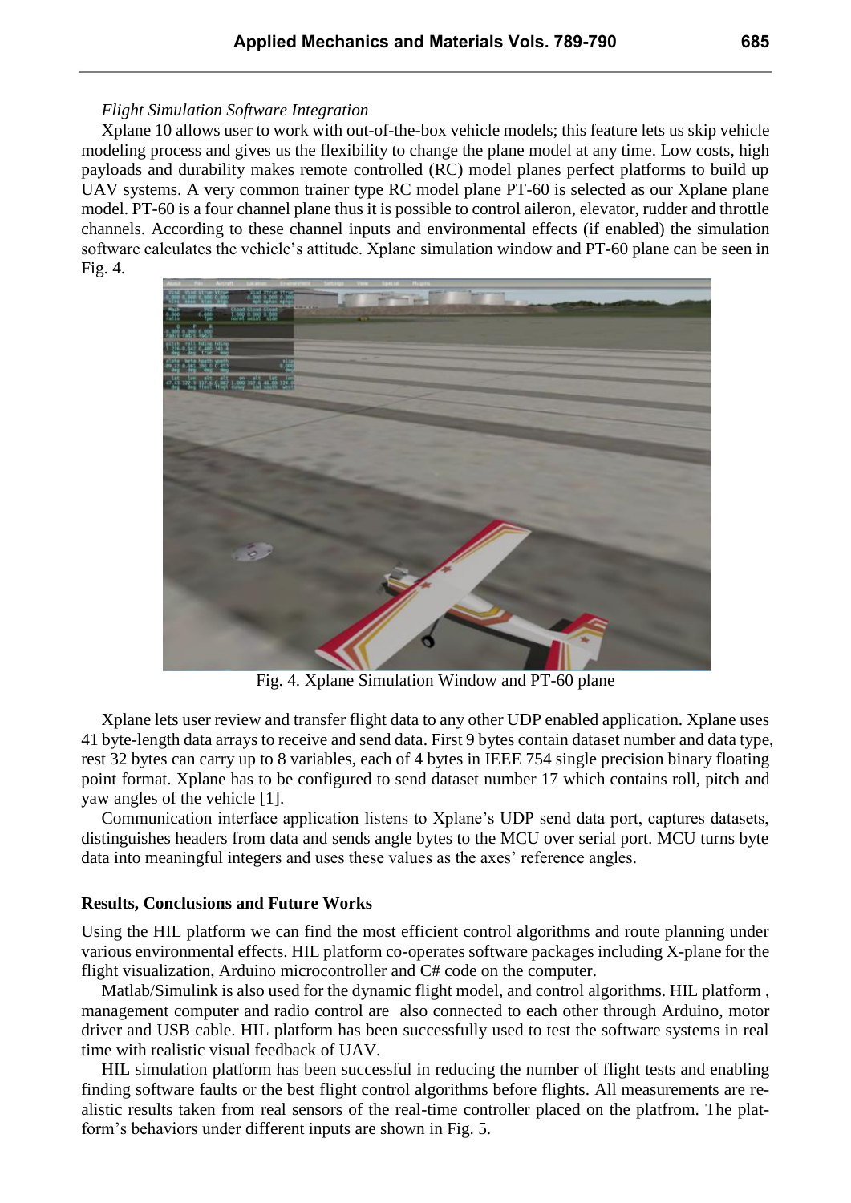*Flight Simulation Software Integration*

Xplane 10 allows user to work with out-of-the-box vehicle models; this feature lets us skip vehicle modeling process and gives us the flexibility to change the plane model at any time. Low costs, high payloads and durability makes remote controlled (RC) model planes perfect platforms to build up UAV systems. A very common trainer type RC model plane PT-60 is selected as our Xplane plane model. PT-60 is a four channel plane thus it is possible to control aileron, elevator, rudder and throttle channels. According to these channel inputs and environmental effects (if enabled) the simulation software calculates the vehicle's attitude. Xplane simulation window and PT-60 plane can be seen in Fig. 4.

Fig. 4. Xplane Simulation Window and PT-60 plane

Xplane lets user review and transfer flight data to any other UDP enabled application. Xplane uses 41 byte-length data arrays to receive and send data. First 9 bytes contain dataset number and data type, rest 32 bytes can carry up to 8 variables, each of 4 bytes in IEEE 754 single precision binary floating point format. Xplane has to be configured to send dataset number 17 which contains roll, pitch and yaw angles of the vehicle [1].

Communication interface application listens to Xplane's UDP send data port, captures datasets, distinguishes headers from data and sends angle bytes to the MCU over serial port. MCU turns byte data into meaningful integers and uses these values as the axes' reference angles.

## Results, Conclusions and Future Works

Using the HIL platform we can find the most efficient control algorithms and route planning under various environmental effects. HIL platform co-operates software packages including X-plane for the flight visualization, Arduino microcontroller and C# code on the computer.

Matlab/Simulink is also used for the dynamic flight model, and control algorithms. HIL platform , management computer and radio control are also connected to each other through Arduino, motor driver and USB cable. HIL platform has been successfully used to test the software systems in real time with realistic visual feedback of UAV.

HIL simulation platform has been successful in reducing the number of flight tests and enabling finding software faults or the best flight control algorithms before flights. All measurements are realistic results taken from real sensors of the real-time controller placed on the platfrom. The platform's behaviors under different inputs are shown in Fig. 5.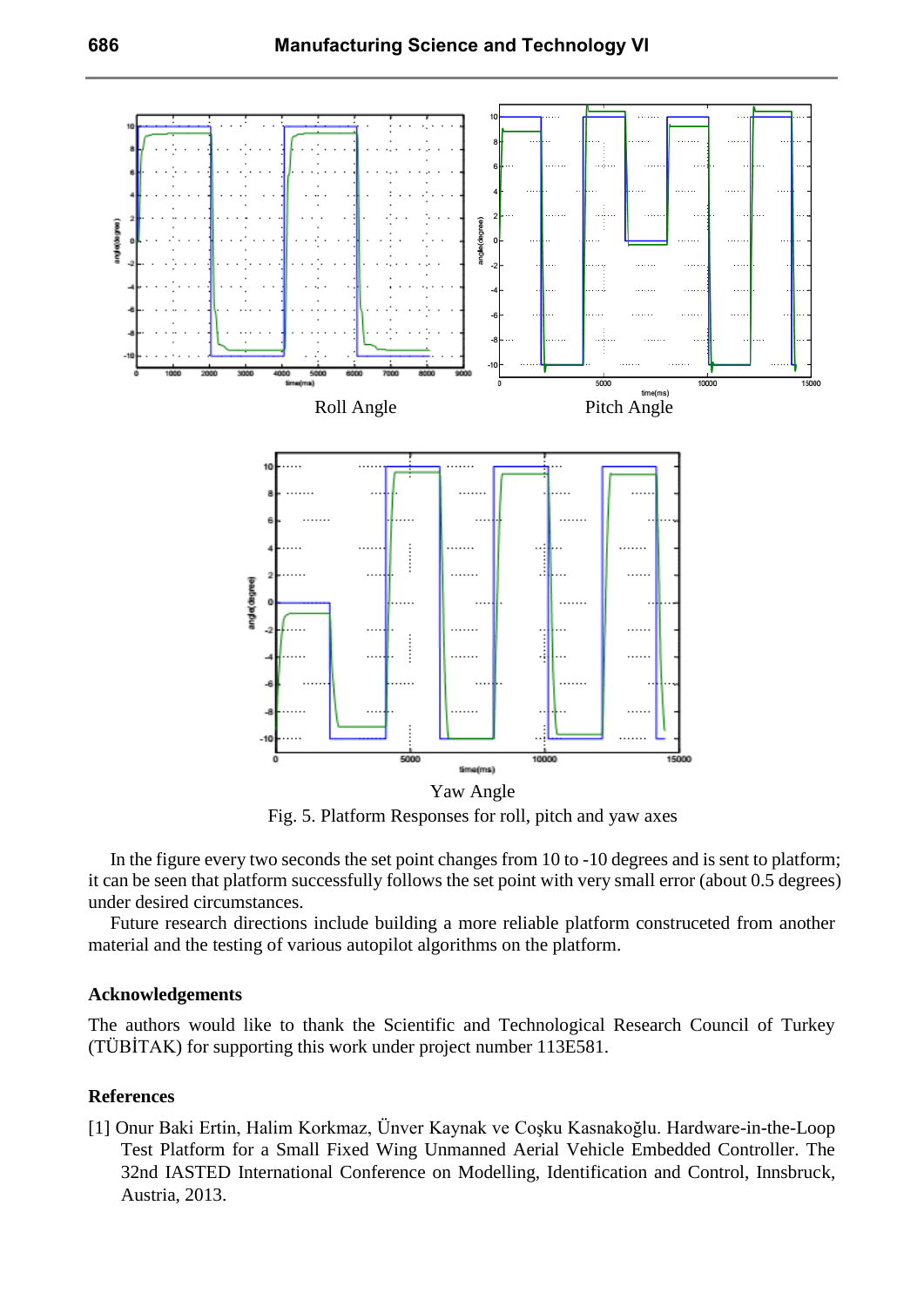Roll Angle

Pitch Angle

Yaw Angle

Fig. 5. Platform Responses for roll, pitch and yaw axes

In the figure every two seconds the set point changes from 10 to -10 degrees and is sent to platform; it can be seen that platform successfully follows the set point with very small error (about 0.5 degrees) under desired circumstances.

Future research directions include building a more reliable platform construceted from another material and the testing of various autopilot algorithms on the platform.

## Acknowledgements

The authors would like to thank the Scientific and Technological Research Council of Turkey (TÜBİTAK) for supporting this work under project number 113E581.

## References

[1] Onur Baki Ertin, Halim Korkmaz, Ünver Kaynak ve Coşku Kasnakoğlu. Hardware-in-the-Loop Test Platform for a Small Fixed Wing Unmanned Aerial Vehicle Embedded Controller. The 32nd IASTED International Conference on Modelling, Identification and Control, Innsbruck, Austria, 2013.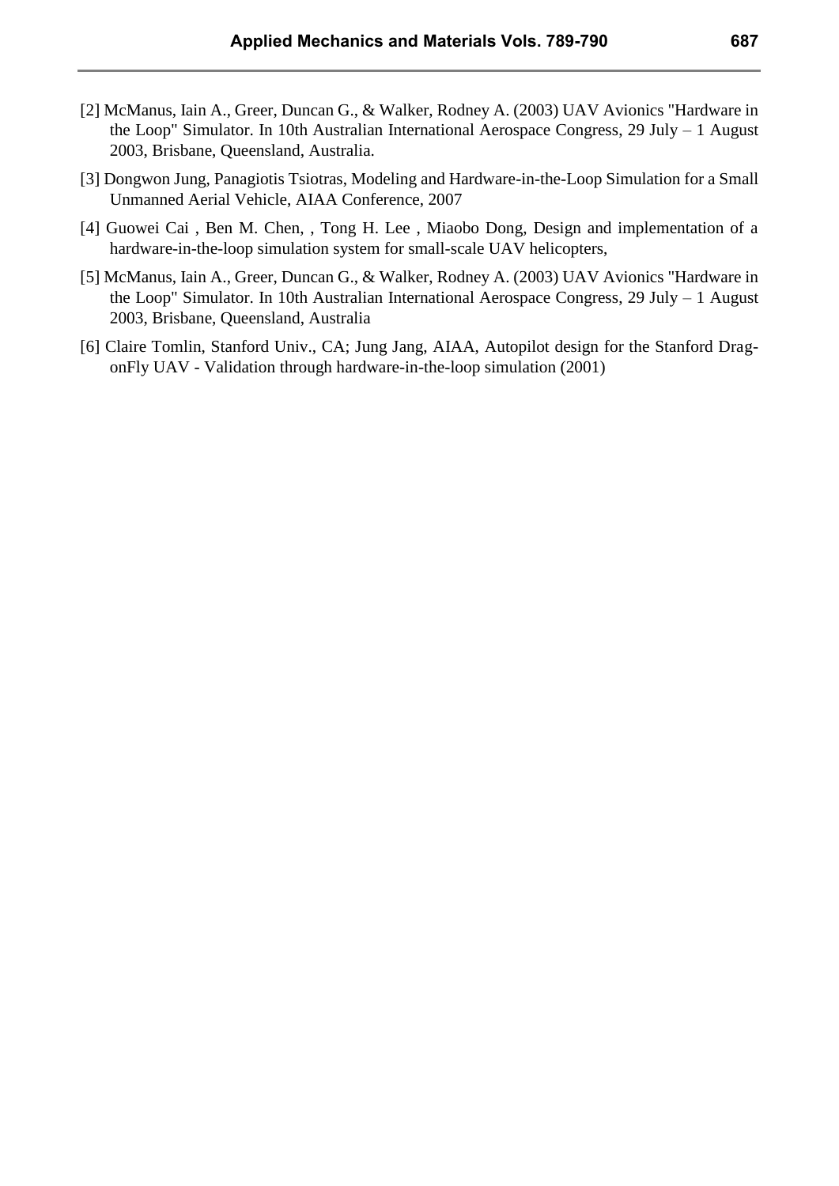[2] McManus, Iain A., Greer, Duncan G., & Walker, Rodney A. (2003) UAV Avionics "Hardware in the Loop" Simulator. In 10th Australian International Aerospace Congress, 29 July – 1 August 2003, Brisbane, Queensland, Australia.

[3] Dongwon Jung, Panagiotis Tsiotras, Modeling and Hardware-in-the-Loop Simulation for a Small Unmanned Aerial Vehicle, AIAA Conference, 2007

[4] Guowei Cai , Ben M. Chen, , Tong H. Lee , Miaobo Dong, Design and implementation of a hardware-in-the-loop simulation system for small-scale UAV helicopters,

[5] McManus, Iain A., Greer, Duncan G., & Walker, Rodney A. (2003) UAV Avionics "Hardware in the Loop" Simulator. In 10th Australian International Aerospace Congress, 29 July – 1 August 2003, Brisbane, Queensland, Australia

[6] Claire Tomlin, Stanford Univ., CA; Jung Jang, AIAA, Autopilot design for the Stanford DragonFly UAV - Validation through hardware-in-the-loop simulation (2001)